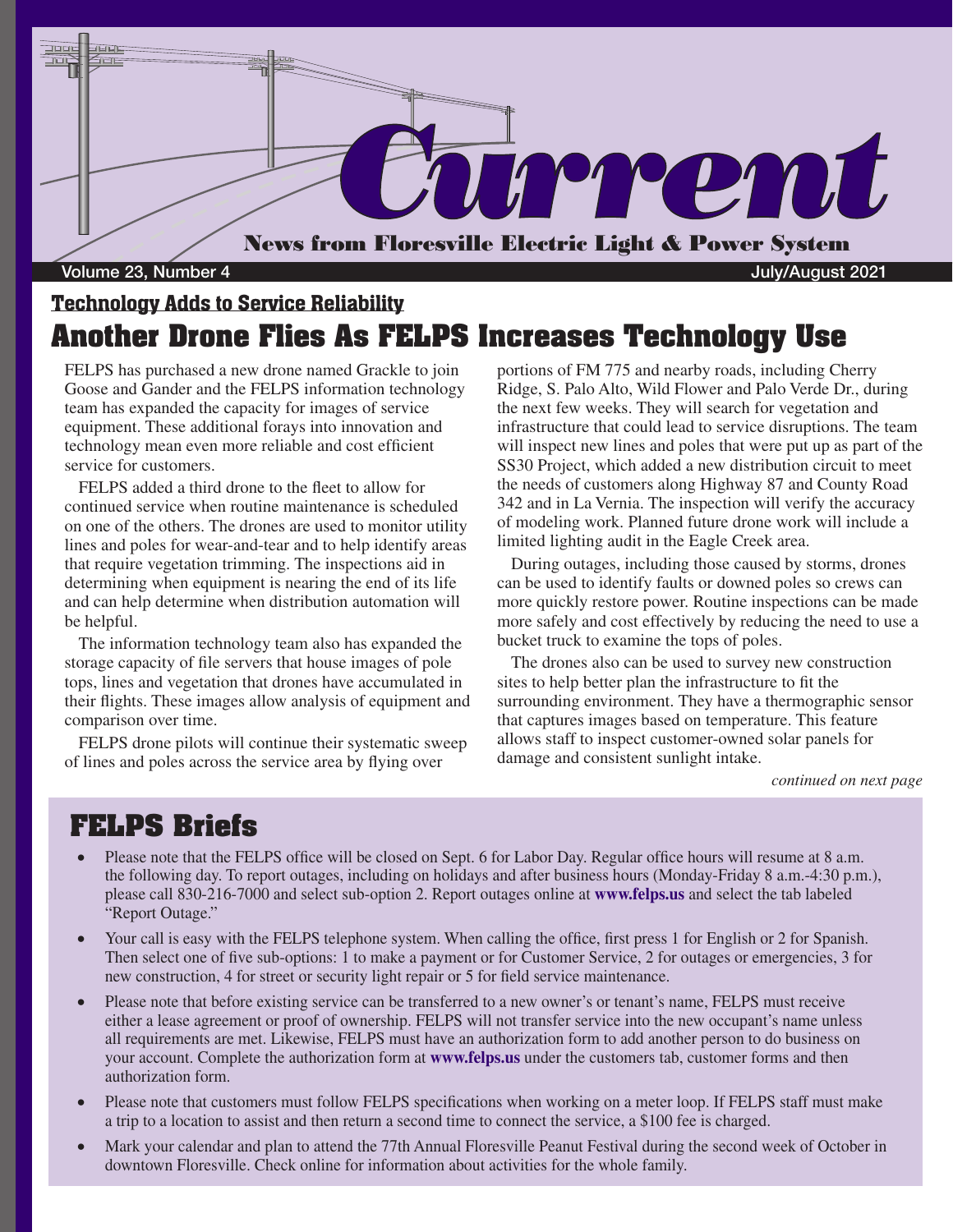# Current

**News from Floresville Electric Light & Power System**

Volume 23, Number 4 — July/August 2021

### Technology Adds to Service Reliability

## Another Drone Flies As FELPS Increases Technology Use

FELPS has purchased a new drone named Grackle to join Goose and Gander and the FELPS information technology team has expanded the capacity for images of service equipment. These additional forays into innovation and technology mean even more reliable and cost efficient service for customers.

FELPS added a third drone to the fleet to allow for continued service when routine maintenance is scheduled on one of the others. The drones are used to monitor utility lines and poles for wear-and-tear and to help identify areas that require vegetation trimming. The inspections aid in determining when equipment is nearing the end of its life and can help determine when distribution automation will be helpful.

The information technology team also has expanded the storage capacity of file servers that house images of pole tops, lines and vegetation that drones have accumulated in their flights. These images allow analysis of equipment and comparison over time.

FELPS drone pilots will continue their systematic sweep of lines and poles across the service area by flying over portions of FM 775 and nearby roads, including Cherry Ridge, S. Palo Alto, Wild Flower and Palo Verde Dr., during the next few weeks. They will search for vegetation and infrastructure that could lead to service disruptions. The team will inspect new lines and poles that were put up as part of the SS30 Project, which added a new distribution circuit to meet the needs of customers along Highway 87 and County Road 342 and in La Vernia. The inspection will verify the accuracy of modeling work. Planned future drone work will include a limited lighting audit in the Eagle Creek area.

During outages, including those caused by storms, drones can be used to identify faults or downed poles so crews can more quickly restore power. Routine inspections can be made more safely and cost effectively by reducing the need to use a bucket truck to examine the tops of poles.

The drones also can be used to survey new construction sites to help better plan the infrastructure to fit the surrounding environment. They have a thermographic sensor that captures images based on temperature. This feature allows staff to inspect customer-owned solar panels for damage and consistent sunlight intake.

*continued on next page*

## FELPS Briefs

- Please note that the FELPS office will be closed on Sept. 6 for Labor Day. Regular office hours will resume at 8 a.m. the following day. To report outages, including on holidays and after business hours (Monday-Friday 8 a.m.-4:30 p.m.), please call 830-216-7000 and select sub-option 2. Report outages online at **www.felps.us** and select the tab labeled "Report Outage."
- Your call is easy with the FELPS telephone system. When calling the office, first press 1 for English or 2 for Spanish. Then select one of five sub-options: 1 to make a payment or for Customer Service, 2 for outages or emergencies, 3 for new construction, 4 for street or security light repair or 5 for field service maintenance.
- Please note that before existing service can be transferred to a new owner's or tenant's name, FELPS must receive either a lease agreement or proof of ownership. FELPS will not transfer service into the new occupant's name unless all requirements are met. Likewise, FELPS must have an authorization form to add another person to do business on your account. Complete the authorization form at **www.felps.us** under the customers tab, customer forms and then authorization form.
- Please note that customers must follow FELPS specifications when working on a meter loop. If FELPS staff must make a trip to a location to assist and then return a second time to connect the service, a $100 fee is charged.
- Mark your calendar and plan to attend the 77th Annual Floresville Peanut Festival during the second week of October in downtown Floresville. Check online for information about activities for the whole family.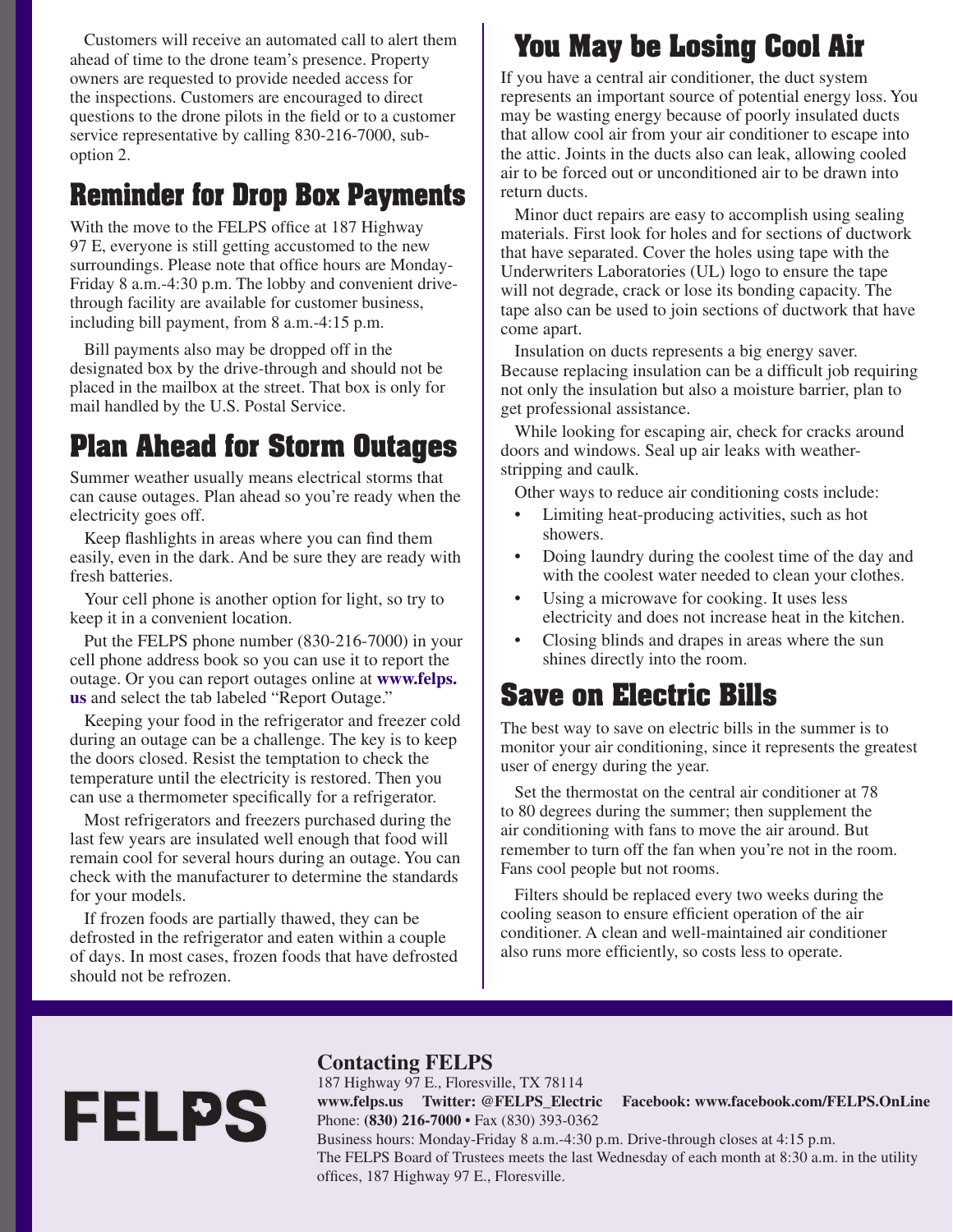Customers will receive an automated call to alert them ahead of time to the drone team's presence. Property owners are requested to provide needed access for the inspections. Customers are encouraged to direct questions to the drone pilots in the field or to a customer service representative by calling 830-216-7000, sub-option 2.

## Reminder for Drop Box Payments

With the move to the FELPS office at 187 Highway 97 E, everyone is still getting accustomed to the new surroundings. Please note that office hours are Monday-Friday 8 a.m.-4:30 p.m. The lobby and convenient drive-through facility are available for customer business, including bill payment, from 8 a.m.-4:15 p.m.

Bill payments also may be dropped off in the designated box by the drive-through and should not be placed in the mailbox at the street. That box is only for mail handled by the U.S. Postal Service.

## Plan Ahead for Storm Outages

Summer weather usually means electrical storms that can cause outages. Plan ahead so you're ready when the electricity goes off.

Keep flashlights in areas where you can find them easily, even in the dark. And be sure they are ready with fresh batteries.

Your cell phone is another option for light, so try to keep it in a convenient location.

Put the FELPS phone number (830-216-7000) in your cell phone address book so you can use it to report the outage. Or you can report outages online at **www.felps.us** and select the tab labeled "Report Outage."

Keeping your food in the refrigerator and freezer cold during an outage can be a challenge. The key is to keep the doors closed. Resist the temptation to check the temperature until the electricity is restored. Then you can use a thermometer specifically for a refrigerator.

Most refrigerators and freezers purchased during the last few years are insulated well enough that food will remain cool for several hours during an outage. You can check with the manufacturer to determine the standards for your models.

If frozen foods are partially thawed, they can be defrosted in the refrigerator and eaten within a couple of days. In most cases, frozen foods that have defrosted should not be refrozen.

## You May be Losing Cool Air

If you have a central air conditioner, the duct system represents an important source of potential energy loss. You may be wasting energy because of poorly insulated ducts that allow cool air from your air conditioner to escape into the attic. Joints in the ducts also can leak, allowing cooled air to be forced out or unconditioned air to be drawn into return ducts.

Minor duct repairs are easy to accomplish using sealing materials. First look for holes and for sections of ductwork that have separated. Cover the holes using tape with the Underwriters Laboratories (UL) logo to ensure the tape will not degrade, crack or lose its bonding capacity. The tape also can be used to join sections of ductwork that have come apart.

Insulation on ducts represents a big energy saver. Because replacing insulation can be a difficult job requiring not only the insulation but also a moisture barrier, plan to get professional assistance.

While looking for escaping air, check for cracks around doors and windows. Seal up air leaks with weather-stripping and caulk.

Other ways to reduce air conditioning costs include:

- Limiting heat-producing activities, such as hot showers.
- Doing laundry during the coolest time of the day and with the coolest water needed to clean your clothes.
- Using a microwave for cooking. It uses less electricity and does not increase heat in the kitchen.
- Closing blinds and drapes in areas where the sun shines directly into the room.

## Save on Electric Bills

The best way to save on electric bills in the summer is to monitor your air conditioning, since it represents the greatest user of energy during the year.

Set the thermostat on the central air conditioner at 78 to 80 degrees during the summer; then supplement the air conditioning with fans to move the air around. But remember to turn off the fan when you're not in the room. Fans cool people but not rooms.

Filters should be replaced every two weeks during the cooling season to ensure efficient operation of the air conditioner. A clean and well-maintained air conditioner also runs more efficiently, so costs less to operate.

FELPS

### Contacting FELPS

187 Highway 97 E., Floresville, TX 78114

**www.felps.us Twitter: @FELPS_Electric Facebook: www.facebook.com/FELPS.OnLine**

Phone: **(830) 216-7000** • Fax (830) 393-0362

Business hours: Monday-Friday 8 a.m.-4:30 p.m. Drive-through closes at 4:15 p.m.

The FELPS Board of Trustees meets the last Wednesday of each month at 8:30 a.m. in the utility offices, 187 Highway 97 E., Floresville.